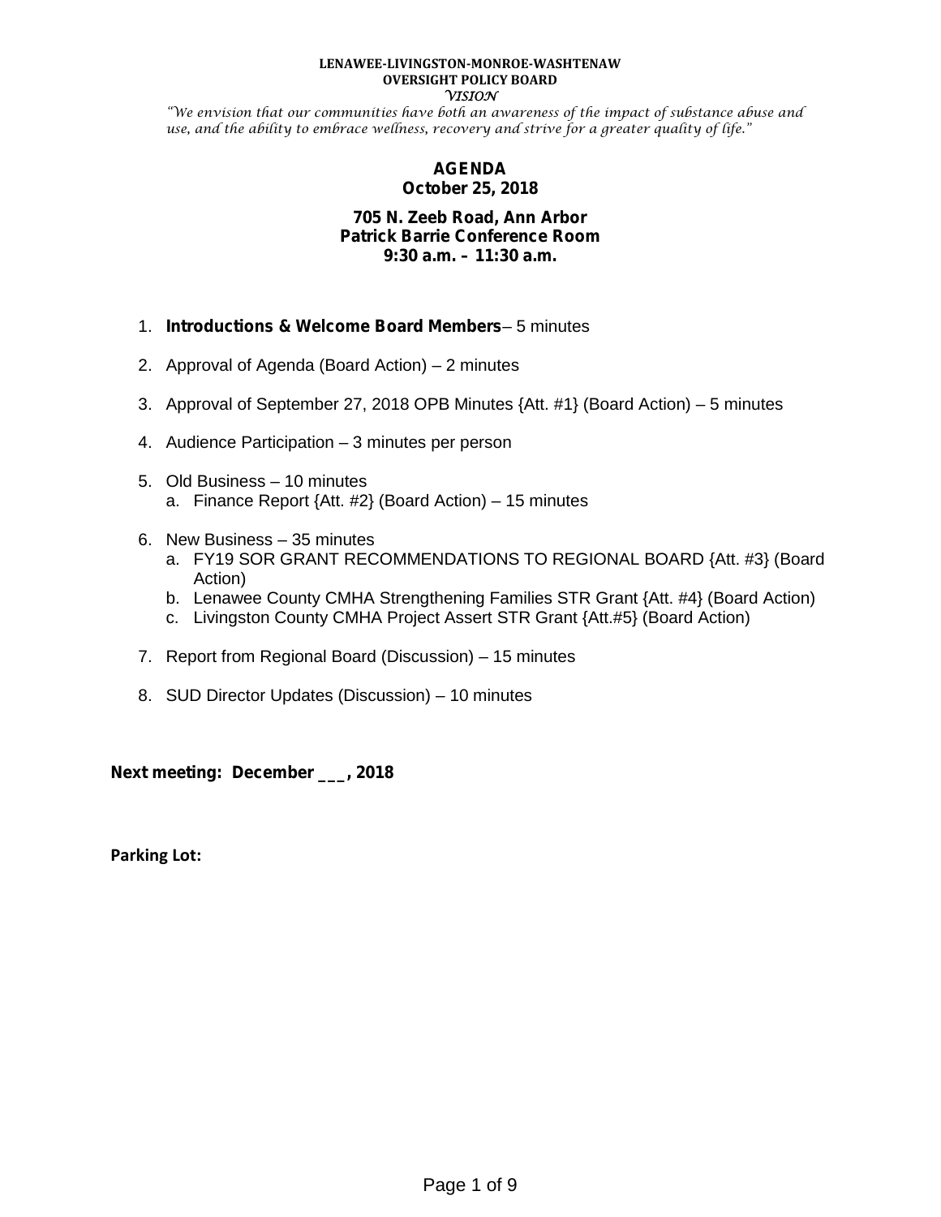**LENAWEE-LIVINGSTON-MONROE-WASHTENAW**
**OVERSIGHT POLICY BOARD**
*VISION*

*"We envision that our communities have both an awareness of the impact of substance abuse and use, and the ability to embrace wellness, recovery and strive for a greater quality of life."*

# AGENDA
## October 25, 2018

**705 N. Zeeb Road, Ann Arbor**
**Patrick Barrie Conference Room**
**9:30 a.m. – 11:30 a.m.**

1. **Introductions & Welcome Board Members**– 5 minutes
2. Approval of Agenda (Board Action) – 2 minutes
3. Approval of September 27, 2018 OPB Minutes {Att. #1} (Board Action) – 5 minutes
4. Audience Participation – 3 minutes per person
5. Old Business – 10 minutes
   a. Finance Report {Att. #2} (Board Action) – 15 minutes
6. New Business – 35 minutes
   a. FY19 SOR GRANT RECOMMENDATIONS TO REGIONAL BOARD {Att. #3} (Board Action)
   b. Lenawee County CMHA Strengthening Families STR Grant {Att. #4} (Board Action)
   c. Livingston County CMHA Project Assert STR Grant {Att.#5} (Board Action)
7. Report from Regional Board (Discussion) – 15 minutes
8. SUD Director Updates (Discussion) – 10 minutes

**Next meeting: December ___, 2018**

**Parking Lot:**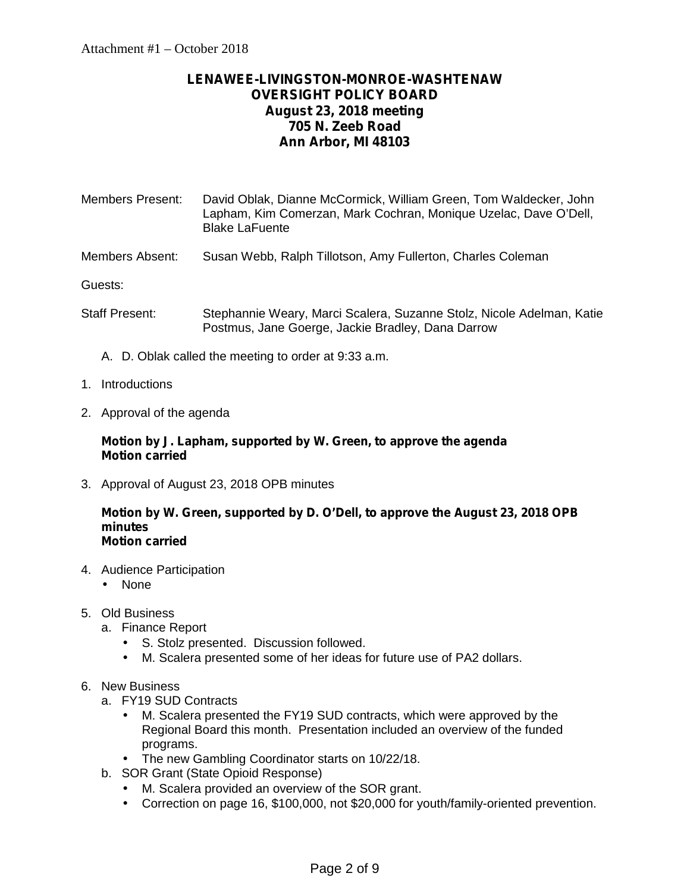Attachment #1 – October 2018

**LENAWEE-LIVINGSTON-MONROE-WASHTENAW**
**OVERSIGHT POLICY BOARD**
**August 23, 2018 meeting**
**705 N. Zeeb Road**
**Ann Arbor, MI 48103**

Members Present: David Oblak, Dianne McCormick, William Green, Tom Waldecker, John Lapham, Kim Comerzan, Mark Cochran, Monique Uzelac, Dave O'Dell, Blake LaFuente

Members Absent: Susan Webb, Ralph Tillotson, Amy Fullerton, Charles Coleman

Guests:

Staff Present: Stephannie Weary, Marci Scalera, Suzanne Stolz, Nicole Adelman, Katie Postmus, Jane Goerge, Jackie Bradley, Dana Darrow

A. D. Oblak called the meeting to order at 9:33 a.m.

1. Introductions

2. Approval of the agenda

   **Motion by J. Lapham, supported by W. Green, to approve the agenda**
   **Motion carried**

3. Approval of August 23, 2018 OPB minutes

   **Motion by W. Green, supported by D. O'Dell, to approve the August 23, 2018 OPB minutes**
   **Motion carried**

4. Audience Participation
   - None

5. Old Business
   a. Finance Report
      - S. Stolz presented. Discussion followed.
      - M. Scalera presented some of her ideas for future use of PA2 dollars.

6. New Business
   a. FY19 SUD Contracts
      - M. Scalera presented the FY19 SUD contracts, which were approved by the Regional Board this month. Presentation included an overview of the funded programs.
      - The new Gambling Coordinator starts on 10/22/18.

   b. SOR Grant (State Opioid Response)
      - M. Scalera provided an overview of the SOR grant.
      - Correction on page 16, $100,000, not $20,000 for youth/family-oriented prevention.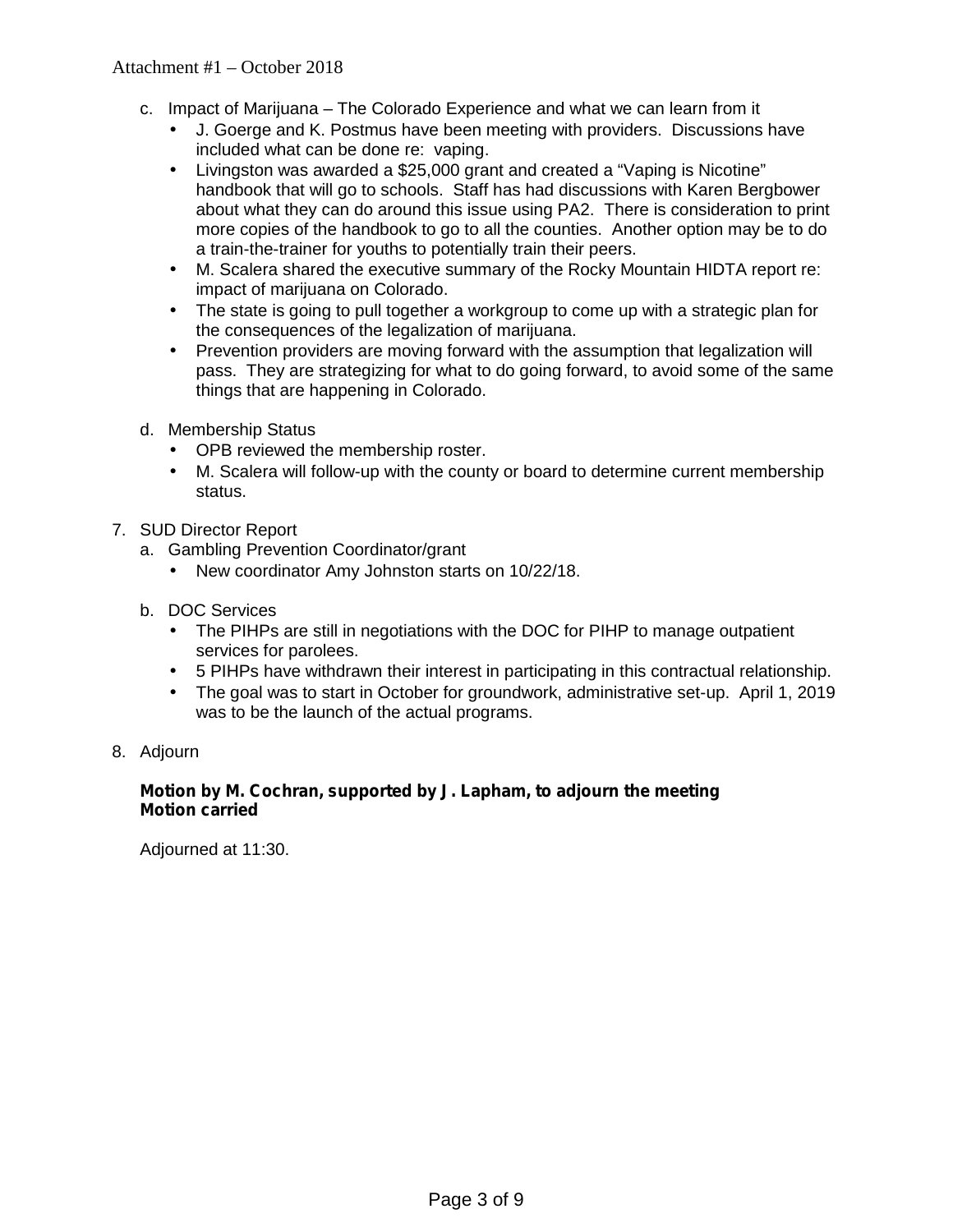c. Impact of Marijuana – The Colorado Experience and what we can learn from it
   - J. Goerge and K. Postmus have been meeting with providers. Discussions have included what can be done re: vaping.
   - Livingston was awarded a $25,000 grant and created a "Vaping is Nicotine" handbook that will go to schools. Staff has had discussions with Karen Bergbower about what they can do around this issue using PA2. There is consideration to print more copies of the handbook to go to all the counties. Another option may be to do a train-the-trainer for youths to potentially train their peers.
   - M. Scalera shared the executive summary of the Rocky Mountain HIDTA report re: impact of marijuana on Colorado.
   - The state is going to pull together a workgroup to come up with a strategic plan for the consequences of the legalization of marijuana.
   - Prevention providers are moving forward with the assumption that legalization will pass. They are strategizing for what to do going forward, to avoid some of the same things that are happening in Colorado.

d. Membership Status
   - OPB reviewed the membership roster.
   - M. Scalera will follow-up with the county or board to determine current membership status.

7. SUD Director Report
   a. Gambling Prevention Coordinator/grant
      - New coordinator Amy Johnston starts on 10/22/18.

   b. DOC Services
      - The PIHPs are still in negotiations with the DOC for PIHP to manage outpatient services for parolees.
      - 5 PIHPs have withdrawn their interest in participating in this contractual relationship.
      - The goal was to start in October for groundwork, administrative set-up. April 1, 2019 was to be the launch of the actual programs.

8. Adjourn

   **Motion by M. Cochran, supported by J. Lapham, to adjourn the meeting**
   **Motion carried**

   Adjourned at 11:30.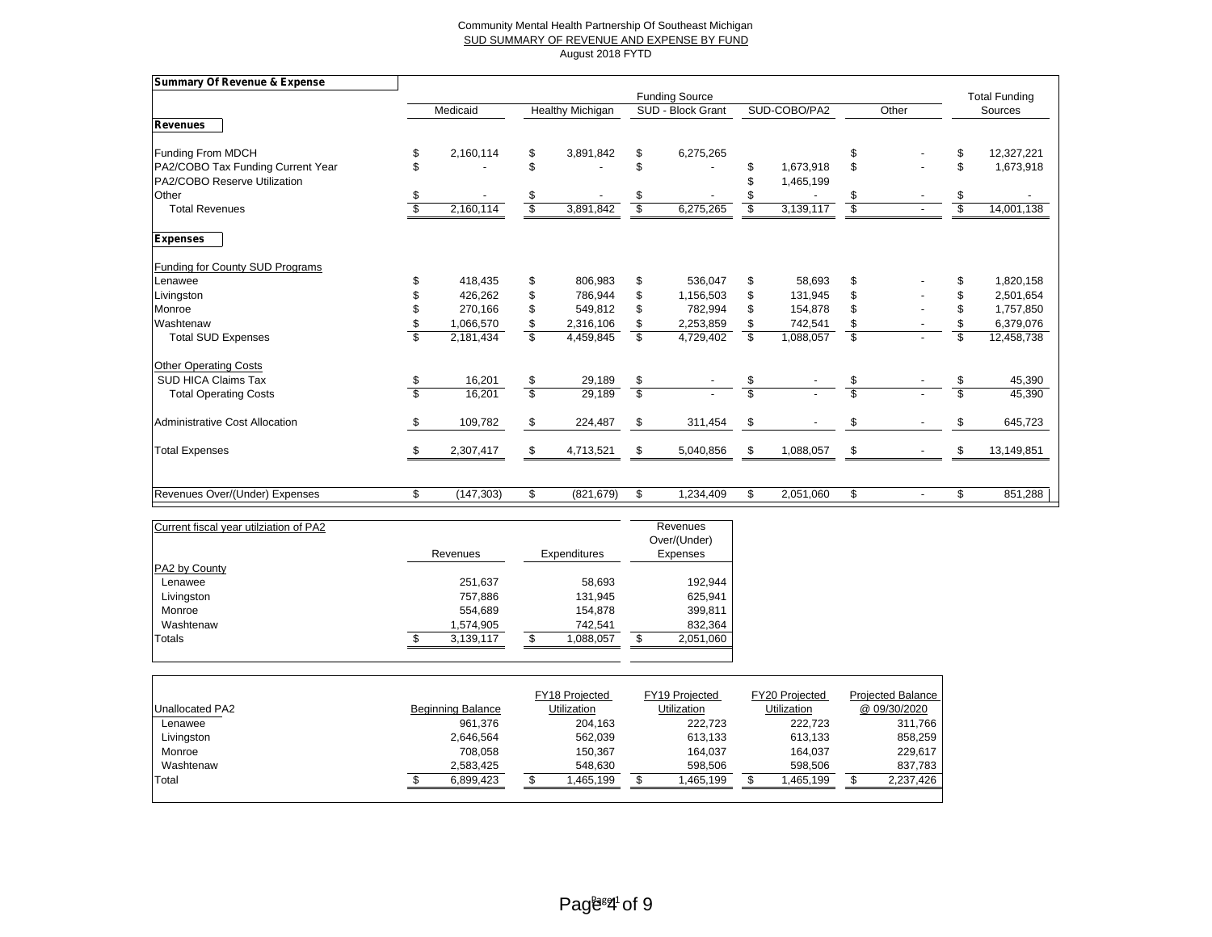Community Mental Health Partnership Of Southeast Michigan

SUD SUMMARY OF REVENUE AND EXPENSE BY FUND

August 2018 FYTD

**Summary Of Revenue & Expense**

| | Medicaid | Healthy Michigan | SUD - Block Grant | SUD-COBO/PA2 | Other | Total Funding Sources |
|---|---|---|---|---|---|---|
| **Revenues** | | | | | | |
| Funding From MDCH | $ 2,160,114 | $ 3,891,842 | $ 6,275,265 | | $ - | $ 12,327,221 |
| PA2/COBO Tax Funding Current Year | $ - | $ - | $ - | $ 1,673,918 | $ - | $ 1,673,918 |
| PA2/COBO Reserve Utilization | | | | $ 1,465,199 | | |
| Other | $ - | $ - | $ - | $ - | $ - | $ - |
| Total Revenues | $ 2,160,114 | $ 3,891,842 | $ 6,275,265 | $ 3,139,117 | $ - | $ 14,001,138 |
| **Expenses** | | | | | | |
| Funding for County SUD Programs | | | | | | |
| Lenawee | $ 418,435 | $ 806,983 | $ 536,047 | $ 58,693 | $ - | $ 1,820,158 |
| Livingston | $ 426,262 | $ 786,944 | $ 1,156,503 | $ 131,945 | $ - | $ 2,501,654 |
| Monroe | $ 270,166 | $ 549,812 | $ 782,994 | $ 154,878 | $ - | $ 1,757,850 |
| Washtenaw | $ 1,066,570 | $ 2,316,106 | $ 2,253,859 | $ 742,541 | $ - | $ 6,379,076 |
| Total SUD Expenses | $ 2,181,434 | $ 4,459,845 | $ 4,729,402 | $ 1,088,057 | $ - | $ 12,458,738 |
| Other Operating Costs | | | | | | |
| SUD HICA Claims Tax | $ 16,201 | $ 29,189 | $ - | $ - | $ - | $ 45,390 |
| Total Operating Costs | $ 16,201 | $ 29,189 | $ - | $ - | $ - | $ 45,390 |
| Administrative Cost Allocation | $ 109,782 | $ 224,487 | $ 311,454 | $ - | $ - | $ 645,723 |
| Total Expenses | $ 2,307,417 | $ 4,713,521 | $ 5,040,856 | $ 1,088,057 | $ - | $ 13,149,851 |
| Revenues Over/(Under) Expenses | $ (147,303) | $ (821,679) | $ 1,234,409 | $ 2,051,060 | $ - | $ 851,288 |

| Current fiscal year utilziation of PA2 | Revenues | Expenditures | Revenues Over/(Under) Expenses |
|---|---|---|---|
| PA2 by County | | | |
| Lenawee | 251,637 | 58,693 | 192,944 |
| Livingston | 757,886 | 131,945 | 625,941 |
| Monroe | 554,689 | 154,878 | 399,811 |
| Washtenaw | 1,574,905 | 742,541 | 832,364 |
| Totals | $ 3,139,117 | $ 1,088,057 | $ 2,051,060 |

| Unallocated PA2 | Beginning Balance | FY18 Projected Utilization | FY19 Projected Utilization | FY20 Projected Utilization | Projected Balance @ 09/30/2020 |
|---|---|---|---|---|---|
| Lenawee | 961,376 | 204,163 | 222,723 | 222,723 | 311,766 |
| Livingston | 2,646,564 | 562,039 | 613,133 | 613,133 | 858,259 |
| Monroe | 708,058 | 150,367 | 164,037 | 164,037 | 229,617 |
| Washtenaw | 2,583,425 | 548,630 | 598,506 | 598,506 | 837,783 |
| Total | $ 6,899,423 | $ 1,465,199 | $ 1,465,199 | $ 1,465,199 | $ 2,237,426 |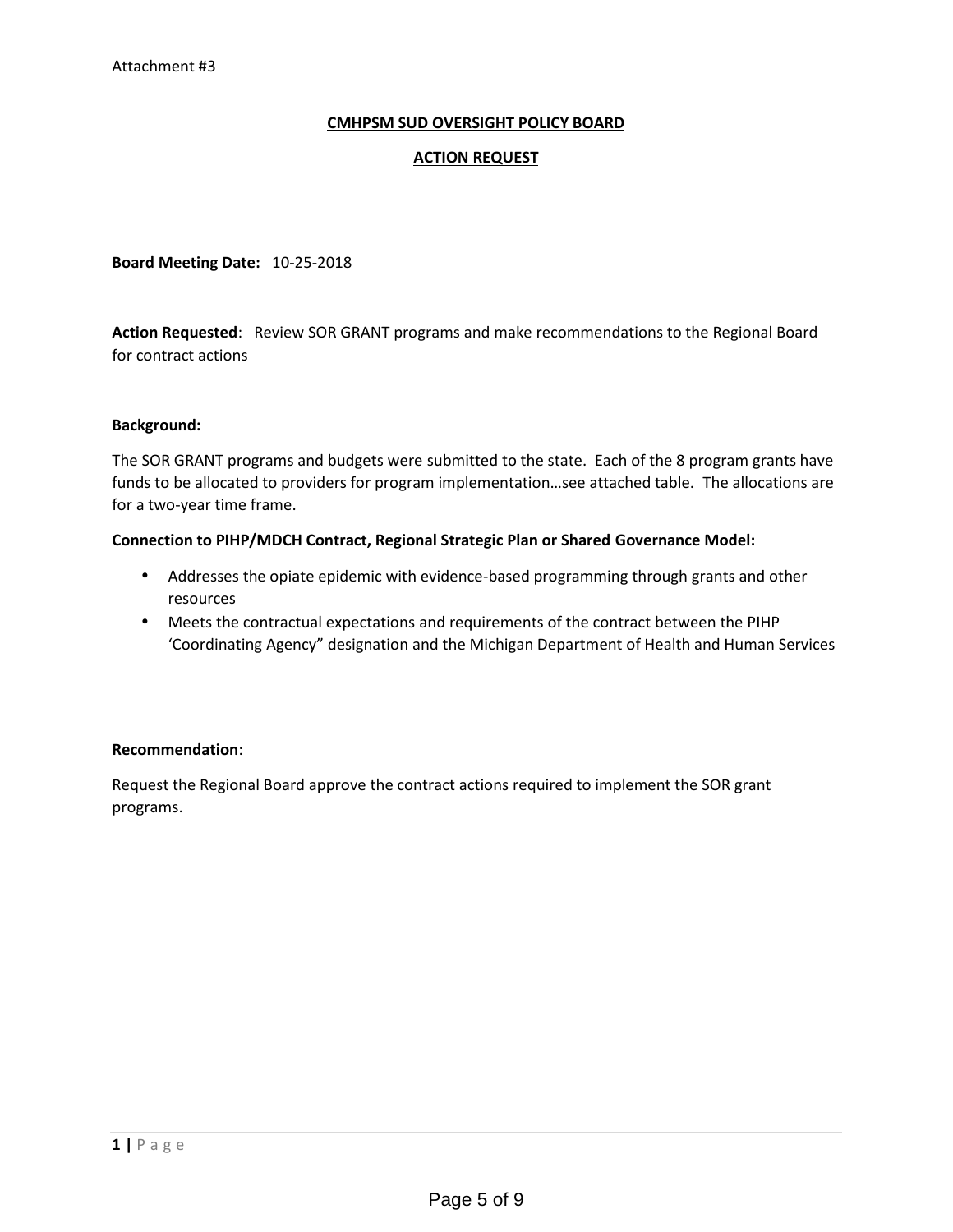Attachment #3

**CMHPSM SUD OVERSIGHT POLICY BOARD**

**ACTION REQUEST**

**Board Meeting Date:** 10-25-2018

**Action Requested**: Review SOR GRANT programs and make recommendations to the Regional Board for contract actions

**Background:**

The SOR GRANT programs and budgets were submitted to the state. Each of the 8 program grants have funds to be allocated to providers for program implementation…see attached table. The allocations are for a two-year time frame.

**Connection to PIHP/MDCH Contract, Regional Strategic Plan or Shared Governance Model:**

- Addresses the opiate epidemic with evidence-based programming through grants and other resources
- Meets the contractual expectations and requirements of the contract between the PIHP 'Coordinating Agency" designation and the Michigan Department of Health and Human Services

**Recommendation**:

Request the Regional Board approve the contract actions required to implement the SOR grant programs.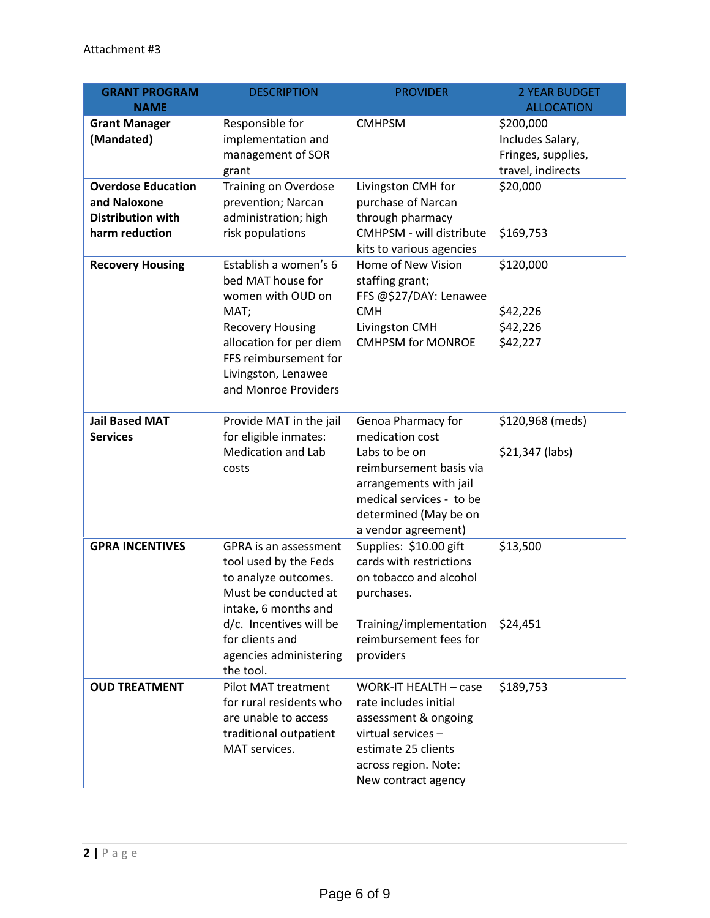Attachment #3

| GRANT PROGRAM NAME | DESCRIPTION | PROVIDER | 2 YEAR BUDGET ALLOCATION |
|---|---|---|---|
| **Grant Manager (Mandated)** | Responsible for implementation and management of SOR grant | CMHPSM | $200,000 Includes Salary, Fringes, supplies, travel, indirects |
| **Overdose Education and Naloxone Distribution with harm reduction** | Training on Overdose prevention; Narcan administration; high risk populations | Livingston CMH for purchase of Narcan through pharmacy<br>CMHPSM - will distribute kits to various agencies | $20,000<br><br>$169,753 |
| **Recovery Housing** | Establish a women's 6 bed MAT house for women with OUD on MAT;<br>Recovery Housing allocation for per diem FFS reimbursement for Livingston, Lenawee and Monroe Providers | Home of New Vision staffing grant;<br>FFS @$27/DAY: Lenawee CMH<br>Livingston CMH<br>CMHPSM for MONROE | $120,000<br><br>$42,226<br>$42,226<br>$42,227 |
| **Jail Based MAT Services** | Provide MAT in the jail for eligible inmates: Medication and Lab costs | Genoa Pharmacy for medication cost<br>Labs to be on reimbursement basis via arrangements with jail medical services - to be determined (May be on a vendor agreement) | $120,968 (meds)<br><br>$21,347 (labs) |
| **GPRA INCENTIVES** | GPRA is an assessment tool used by the Feds to analyze outcomes. Must be conducted at intake, 6 months and d/c. Incentives will be for clients and agencies administering the tool. | Supplies: $10.00 gift cards with restrictions on tobacco and alcohol purchases.<br><br>Training/implementation reimbursement fees for providers | $13,500<br><br><br>$24,451 |
| **OUD TREATMENT** | Pilot MAT treatment for rural residents who are unable to access traditional outpatient MAT services. | WORK-IT HEALTH – case rate includes initial assessment & ongoing virtual services – estimate 25 clients across region. Note: New contract agency | $189,753 |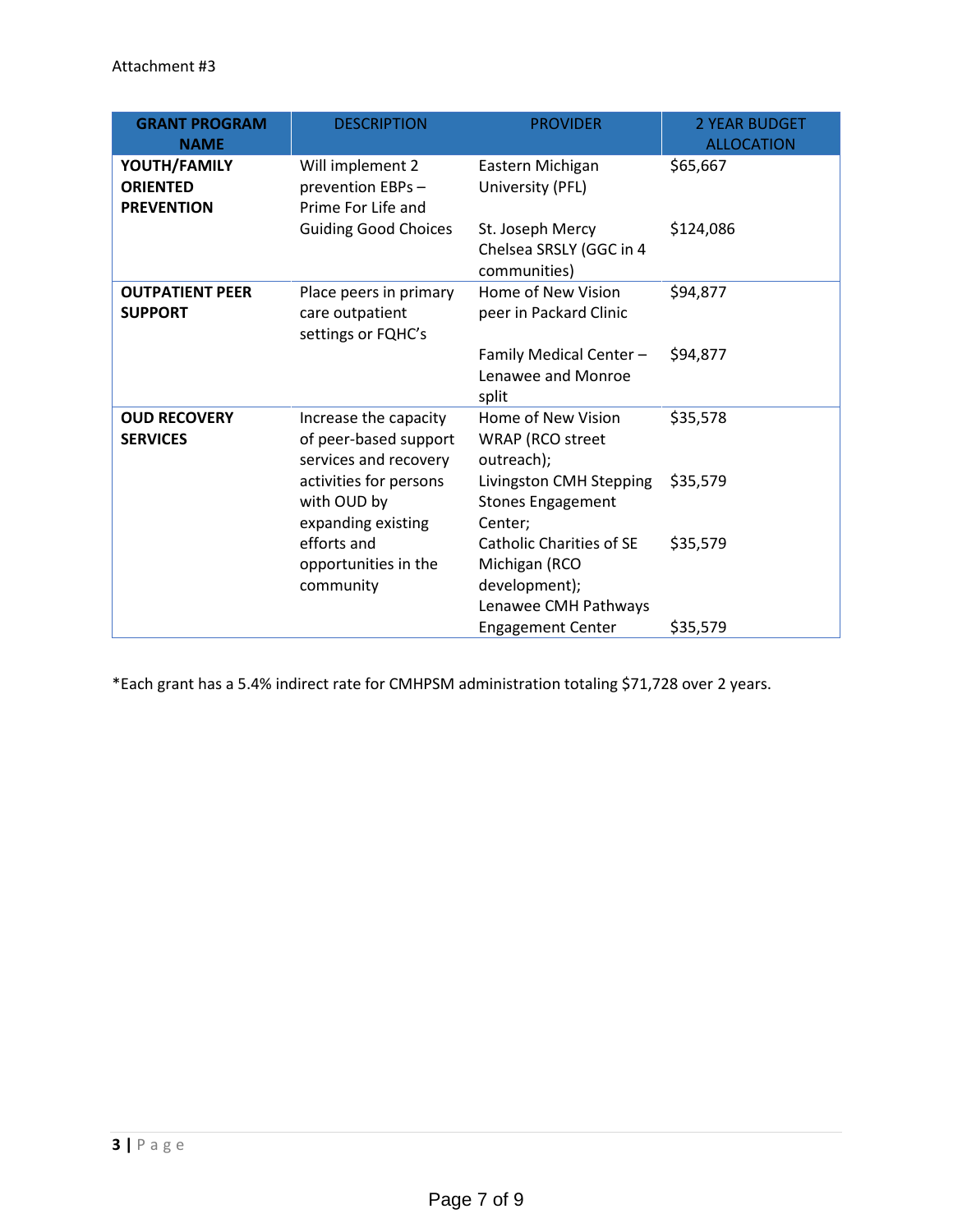Attachment #3

| GRANT PROGRAM NAME | DESCRIPTION | PROVIDER | 2 YEAR BUDGET ALLOCATION |
|---|---|---|---|
| **YOUTH/FAMILY ORIENTED PREVENTION** | Will implement 2 prevention EBPs – Prime For Life and Guiding Good Choices | Eastern Michigan University (PFL) | $65,667 |
| | | St. Joseph Mercy Chelsea SRSLY (GGC in 4 communities) | $124,086 |
| **OUTPATIENT PEER SUPPORT** | Place peers in primary care outpatient settings or FQHC's | Home of New Vision peer in Packard Clinic | $94,877 |
| | | Family Medical Center – Lenawee and Monroe split | $94,877 |
| **OUD RECOVERY SERVICES** | Increase the capacity of peer-based support services and recovery activities for persons with OUD by expanding existing efforts and opportunities in the community | Home of New Vision WRAP (RCO street outreach); | $35,578 |
| | | Livingston CMH Stepping Stones Engagement Center; | $35,579 |
| | | Catholic Charities of SE Michigan (RCO development); | $35,579 |
| | | Lenawee CMH Pathways Engagement Center | $35,579 |

*Each grant has a 5.4% indirect rate for CMHPSM administration totaling $71,728 over 2 years.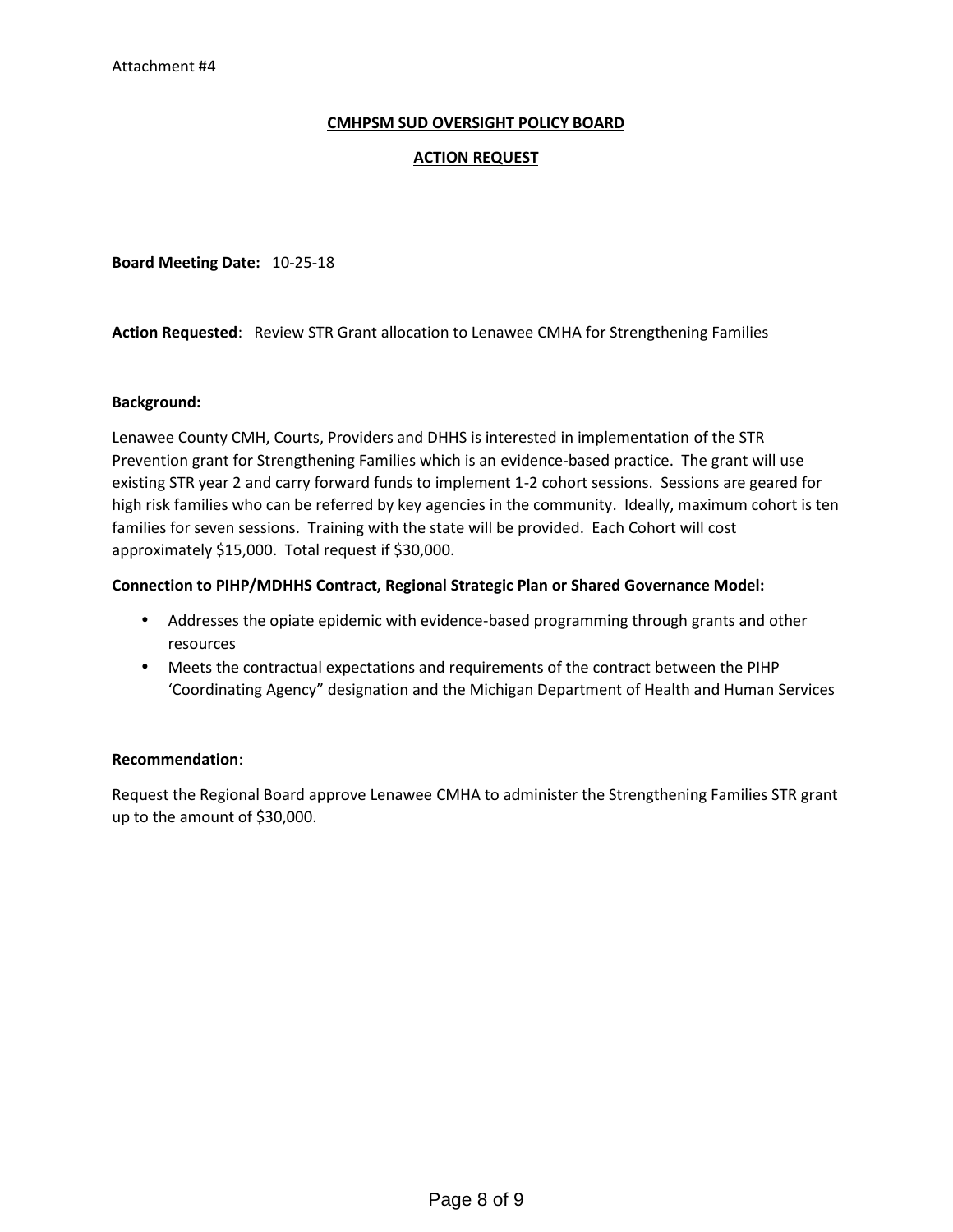Attachment #4

**CMHPSM SUD OVERSIGHT POLICY BOARD**

**ACTION REQUEST**

**Board Meeting Date:** 10-25-18

**Action Requested**: Review STR Grant allocation to Lenawee CMHA for Strengthening Families

**Background:**

Lenawee County CMH, Courts, Providers and DHHS is interested in implementation of the STR Prevention grant for Strengthening Families which is an evidence-based practice. The grant will use existing STR year 2 and carry forward funds to implement 1-2 cohort sessions. Sessions are geared for high risk families who can be referred by key agencies in the community. Ideally, maximum cohort is ten families for seven sessions. Training with the state will be provided. Each Cohort will cost approximately $15,000. Total request if $30,000.

**Connection to PIHP/MDHHS Contract, Regional Strategic Plan or Shared Governance Model:**

- Addresses the opiate epidemic with evidence-based programming through grants and other resources
- Meets the contractual expectations and requirements of the contract between the PIHP 'Coordinating Agency" designation and the Michigan Department of Health and Human Services

**Recommendation**:

Request the Regional Board approve Lenawee CMHA to administer the Strengthening Families STR grant up to the amount of $30,000.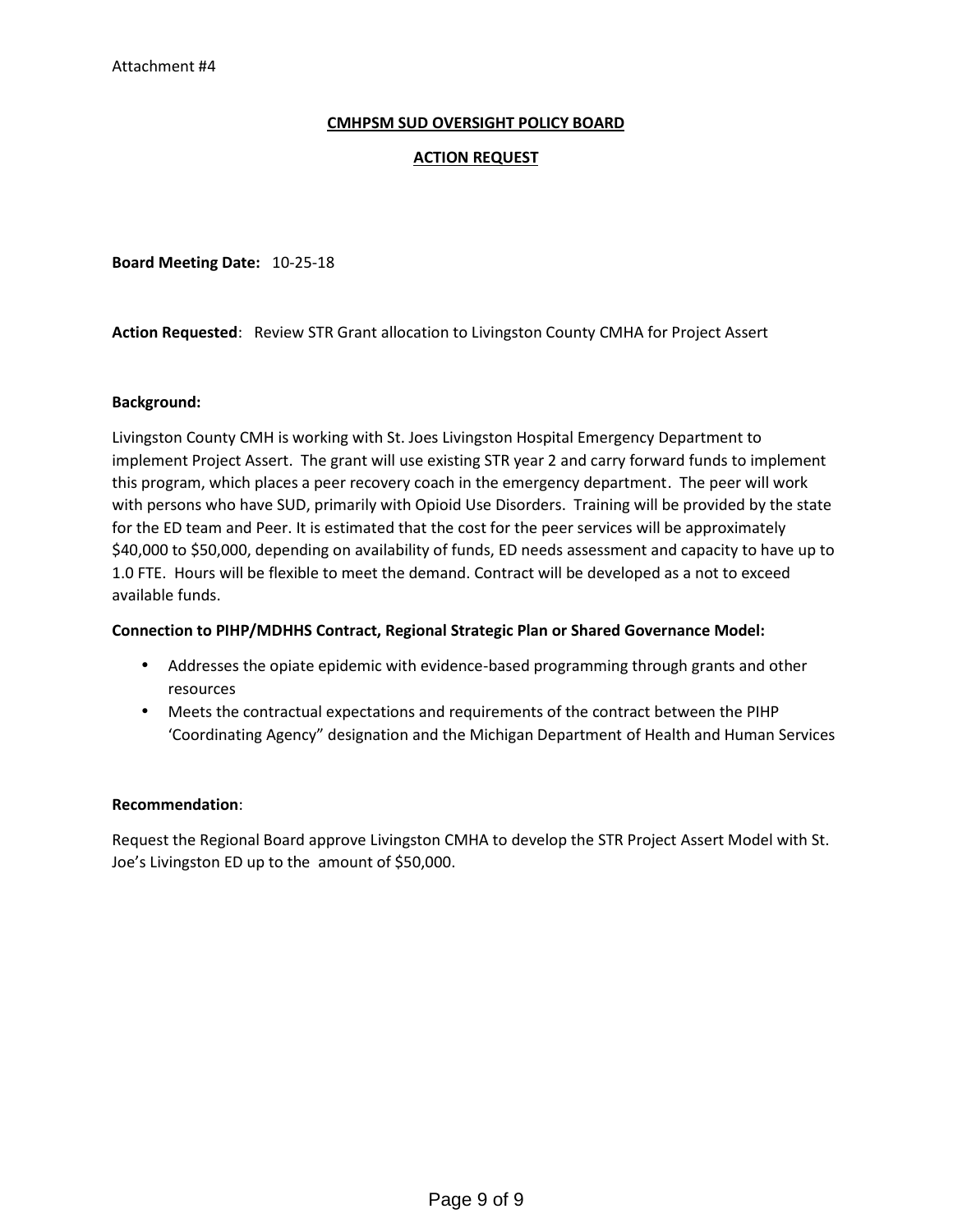Attachment #4

# CMHPSM SUD OVERSIGHT POLICY BOARD

## ACTION REQUEST

**Board Meeting Date:** 10-25-18

**Action Requested**: Review STR Grant allocation to Livingston County CMHA for Project Assert

**Background:**

Livingston County CMH is working with St. Joes Livingston Hospital Emergency Department to implement Project Assert. The grant will use existing STR year 2 and carry forward funds to implement this program, which places a peer recovery coach in the emergency department. The peer will work with persons who have SUD, primarily with Opioid Use Disorders. Training will be provided by the state for the ED team and Peer. It is estimated that the cost for the peer services will be approximately $40,000 to $50,000, depending on availability of funds, ED needs assessment and capacity to have up to 1.0 FTE. Hours will be flexible to meet the demand. Contract will be developed as a not to exceed available funds.

**Connection to PIHP/MDHHS Contract, Regional Strategic Plan or Shared Governance Model:**

- Addresses the opiate epidemic with evidence-based programming through grants and other resources
- Meets the contractual expectations and requirements of the contract between the PIHP 'Coordinating Agency" designation and the Michigan Department of Health and Human Services

**Recommendation**:

Request the Regional Board approve Livingston CMHA to develop the STR Project Assert Model with St. Joe's Livingston ED up to the amount of $50,000.